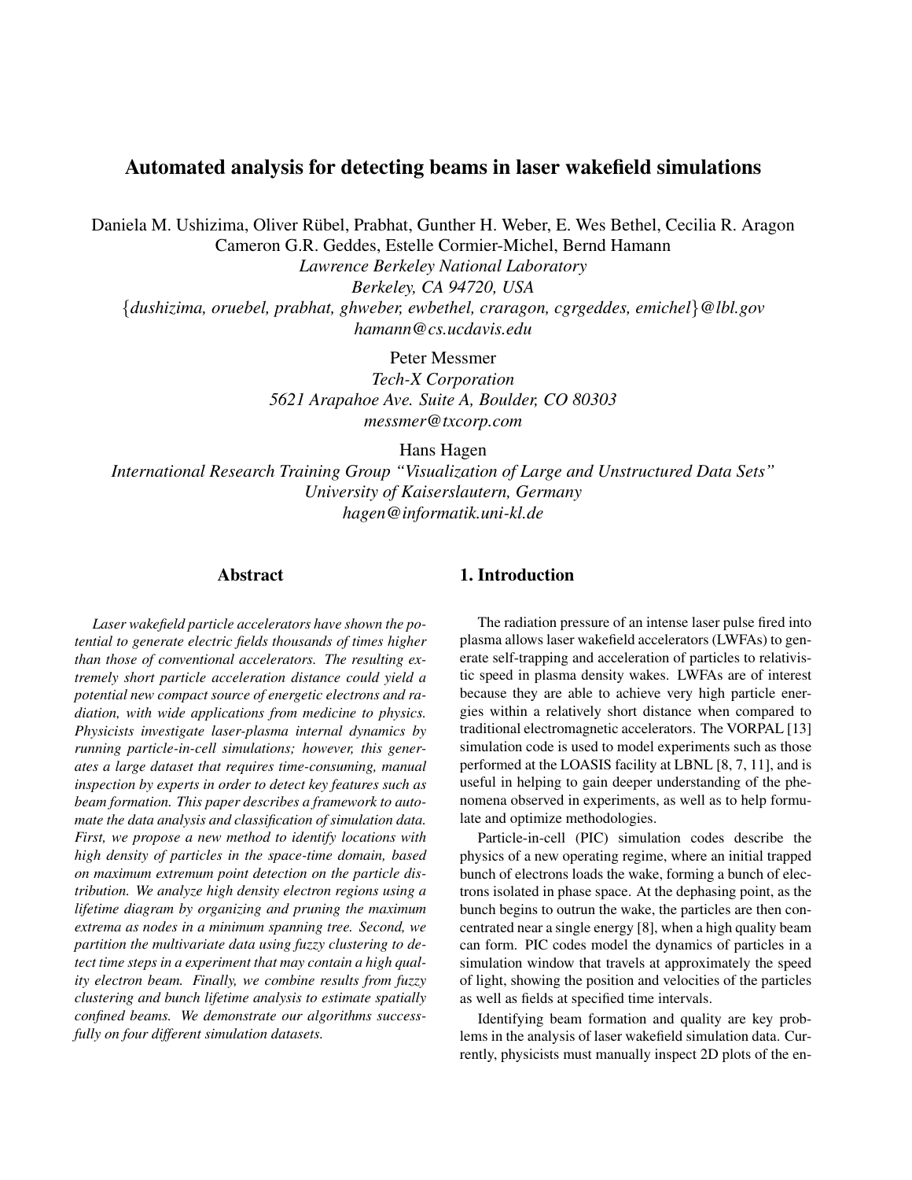# Automated analysis for detecting beams in laser wakefield simulations

Daniela M. Ushizima, Oliver Rübel, Prabhat, Gunther H. Weber, E. Wes Bethel, Cecilia R. Aragon
Cameron G.R. Geddes, Estelle Cormier-Michel, Bernd Hamann
*Lawrence Berkeley National Laboratory*
*Berkeley, CA 94720, USA*
{*dushizima, oruebel, prabhat, ghweber, ewbethel, craragon, cgrgeddes, emichel*}*@lbl.gov*
*hamann@cs.ucdavis.edu*

Peter Messmer
*Tech-X Corporation*
*5621 Arapahoe Ave. Suite A, Boulder, CO 80303*
*messmer@txcorp.com*

Hans Hagen
*International Research Training Group "Visualization of Large and Unstructured Data Sets"*
*University of Kaiserslautern, Germany*
*hagen@informatik.uni-kl.de*

## Abstract

*Laser wakefield particle accelerators have shown the potential to generate electric fields thousands of times higher than those of conventional accelerators. The resulting extremely short particle acceleration distance could yield a potential new compact source of energetic electrons and radiation, with wide applications from medicine to physics. Physicists investigate laser-plasma internal dynamics by running particle-in-cell simulations; however, this generates a large dataset that requires time-consuming, manual inspection by experts in order to detect key features such as beam formation. This paper describes a framework to automate the data analysis and classification of simulation data. First, we propose a new method to identify locations with high density of particles in the space-time domain, based on maximum extremum point detection on the particle distribution. We analyze high density electron regions using a lifetime diagram by organizing and pruning the maximum extrema as nodes in a minimum spanning tree. Second, we partition the multivariate data using fuzzy clustering to detect time steps in a experiment that may contain a high quality electron beam. Finally, we combine results from fuzzy clustering and bunch lifetime analysis to estimate spatially confined beams. We demonstrate our algorithms successfully on four different simulation datasets.*

## 1. Introduction

The radiation pressure of an intense laser pulse fired into plasma allows laser wakefield accelerators (LWFAs) to generate self-trapping and acceleration of particles to relativistic speed in plasma density wakes. LWFAs are of interest because they are able to achieve very high particle energies within a relatively short distance when compared to traditional electromagnetic accelerators. The VORPAL [13] simulation code is used to model experiments such as those performed at the LOASIS facility at LBNL [8, 7, 11], and is useful in helping to gain deeper understanding of the phenomena observed in experiments, as well as to help formulate and optimize methodologies.

Particle-in-cell (PIC) simulation codes describe the physics of a new operating regime, where an initial trapped bunch of electrons loads the wake, forming a bunch of electrons isolated in phase space. At the dephasing point, as the bunch begins to outrun the wake, the particles are then concentrated near a single energy [8], when a high quality beam can form. PIC codes model the dynamics of particles in a simulation window that travels at approximately the speed of light, showing the position and velocities of the particles as well as fields at specified time intervals.

Identifying beam formation and quality are key problems in the analysis of laser wakefield simulation data. Currently, physicists must manually inspect 2D plots of the en-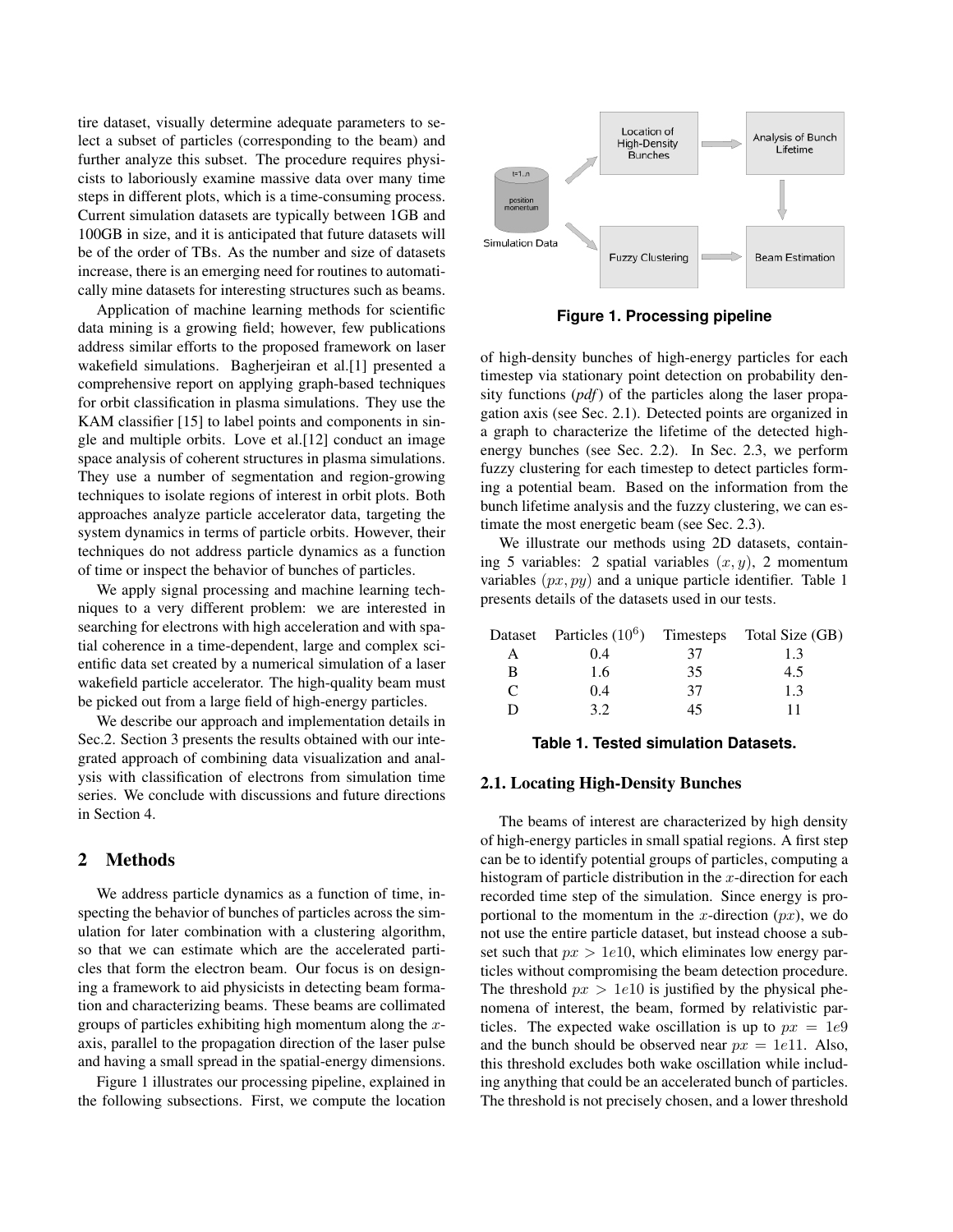tire dataset, visually determine adequate parameters to select a subset of particles (corresponding to the beam) and further analyze this subset. The procedure requires physicists to laboriously examine massive data over many time steps in different plots, which is a time-consuming process. Current simulation datasets are typically between 1GB and 100GB in size, and it is anticipated that future datasets will be of the order of TBs. As the number and size of datasets increase, there is an emerging need for routines to automatically mine datasets for interesting structures such as beams.

Application of machine learning methods for scientific data mining is a growing field; however, few publications address similar efforts to the proposed framework on laser wakefield simulations. Bagherjeiran et al.[1] presented a comprehensive report on applying graph-based techniques for orbit classification in plasma simulations. They use the KAM classifier [15] to label points and components in single and multiple orbits. Love et al.[12] conduct an image space analysis of coherent structures in plasma simulations. They use a number of segmentation and region-growing techniques to isolate regions of interest in orbit plots. Both approaches analyze particle accelerator data, targeting the system dynamics in terms of particle orbits. However, their techniques do not address particle dynamics as a function of time or inspect the behavior of bunches of particles.

We apply signal processing and machine learning techniques to a very different problem: we are interested in searching for electrons with high acceleration and with spatial coherence in a time-dependent, large and complex scientific data set created by a numerical simulation of a laser wakefield particle accelerator. The high-quality beam must be picked out from a large field of high-energy particles.

We describe our approach and implementation details in Sec.2. Section 3 presents the results obtained with our integrated approach of combining data visualization and analysis with classification of electrons from simulation time series. We conclude with discussions and future directions in Section 4.

## 2 Methods

We address particle dynamics as a function of time, inspecting the behavior of bunches of particles across the simulation for later combination with a clustering algorithm, so that we can estimate which are the accelerated particles that form the electron beam. Our focus is on designing a framework to aid physicists in detecting beam formation and characterizing beams. These beams are collimated groups of particles exhibiting high momentum along the $x$-axis, parallel to the propagation direction of the laser pulse and having a small spread in the spatial-energy dimensions.

Figure 1 illustrates our processing pipeline, explained in the following subsections. First, we compute the location of high-density bunches of high-energy particles for each timestep via stationary point detection on probability density functions (*pdf*) of the particles along the laser propagation axis (see Sec. 2.1). Detected points are organized in a graph to characterize the lifetime of the detected high-energy bunches (see Sec. 2.2). In Sec. 2.3, we perform fuzzy clustering for each timestep to detect particles forming a potential beam. Based on the information from the bunch lifetime analysis and the fuzzy clustering, we can estimate the most energetic beam (see Sec. 2.3).

**Figure 1. Processing pipeline**

We illustrate our methods using 2D datasets, containing 5 variables: 2 spatial variables $(x, y)$, 2 momentum variables $(px, py)$ and a unique particle identifier. Table 1 presents details of the datasets used in our tests.

| Dataset | Particles ($10^6$) | Timesteps | Total Size (GB) |
|---|---|---|---|
| A | 0.4 | 37 | 1.3 |
| B | 1.6 | 35 | 4.5 |
| C | 0.4 | 37 | 1.3 |
| D | 3.2 | 45 | 11 |

**Table 1. Tested simulation Datasets.**

### 2.1. Locating High-Density Bunches

The beams of interest are characterized by high density of high-energy particles in small spatial regions. A first step can be to identify potential groups of particles, computing a histogram of particle distribution in the $x$-direction for each recorded time step of the simulation. Since energy is proportional to the momentum in the $x$-direction $(px)$, we do not use the entire particle dataset, but instead choose a subset such that $px > 1e10$, which eliminates low energy particles without compromising the beam detection procedure. The threshold $px > 1e10$ is justified by the physical phenomena of interest, the beam, formed by relativistic particles. The expected wake oscillation is up to $px = 1e9$ and the bunch should be observed near $px = 1e11$. Also, this threshold excludes both wake oscillation while including anything that could be an accelerated bunch of particles. The threshold is not precisely chosen, and a lower threshold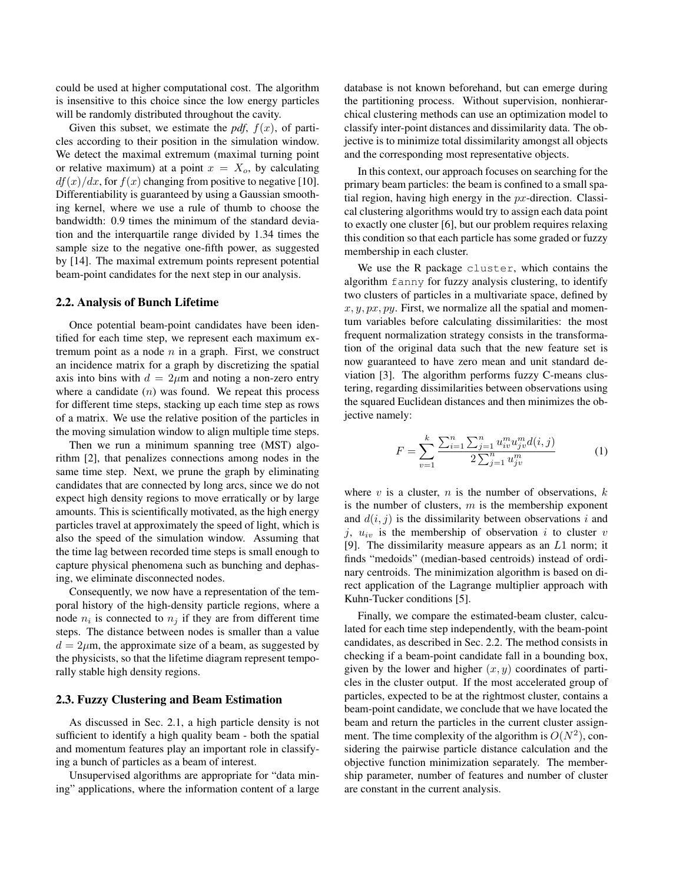could be used at higher computational cost. The algorithm is insensitive to this choice since the low energy particles will be randomly distributed throughout the cavity.

Given this subset, we estimate the *pdf*, $f(x)$, of particles according to their position in the simulation window. We detect the maximal extremum (maximal turning point or relative maximum) at a point $x = X_o$, by calculating $df(x)/dx$, for $f(x)$ changing from positive to negative [10]. Differentiability is guaranteed by using a Gaussian smoothing kernel, where we use a rule of thumb to choose the bandwidth: 0.9 times the minimum of the standard deviation and the interquartile range divided by 1.34 times the sample size to the negative one-fifth power, as suggested by [14]. The maximal extremum points represent potential beam-point candidates for the next step in our analysis.

### 2.2. Analysis of Bunch Lifetime

Once potential beam-point candidates have been identified for each time step, we represent each maximum extremum point as a node $n$ in a graph. First, we construct an incidence matrix for a graph by discretizing the spatial axis into bins with $d = 2\mu$m and noting a non-zero entry where a candidate ($n$) was found. We repeat this process for different time steps, stacking up each time step as rows of a matrix. We use the relative position of the particles in the moving simulation window to align multiple time steps.

Then we run a minimum spanning tree (MST) algorithm [2], that penalizes connections among nodes in the same time step. Next, we prune the graph by eliminating candidates that are connected by long arcs, since we do not expect high density regions to move erratically or by large amounts. This is scientifically motivated, as the high energy particles travel at approximately the speed of light, which is also the speed of the simulation window. Assuming that the time lag between recorded time steps is small enough to capture physical phenomena such as bunching and dephasing, we eliminate disconnected nodes.

Consequently, we now have a representation of the temporal history of the high-density particle regions, where a node $n_i$ is connected to $n_j$ if they are from different time steps. The distance between nodes is smaller than a value $d = 2\mu$m, the approximate size of a beam, as suggested by the physicists, so that the lifetime diagram represent temporally stable high density regions.

### 2.3. Fuzzy Clustering and Beam Estimation

As discussed in Sec. 2.1, a high particle density is not sufficient to identify a high quality beam - both the spatial and momentum features play an important role in classifying a bunch of particles as a beam of interest.

Unsupervised algorithms are appropriate for "data mining" applications, where the information content of a large database is not known beforehand, but can emerge during the partitioning process. Without supervision, nonhierarchical clustering methods can use an optimization model to classify inter-point distances and dissimilarity data. The objective is to minimize total dissimilarity amongst all objects and the corresponding most representative objects.

In this context, our approach focuses on searching for the primary beam particles: the beam is confined to a small spatial region, having high energy in the $px$-direction. Classical clustering algorithms would try to assign each data point to exactly one cluster [6], but our problem requires relaxing this condition so that each particle has some graded or fuzzy membership in each cluster.

We use the R package `cluster`, which contains the algorithm `fanny` for fuzzy analysis clustering, to identify two clusters of particles in a multivariate space, defined by $x, y, px, py$. First, we normalize all the spatial and momentum variables before calculating dissimilarities: the most frequent normalization strategy consists in the transformation of the original data such that the new feature set is now guaranteed to have zero mean and unit standard deviation [3]. The algorithm performs fuzzy C-means clustering, regarding dissimilarities between observations using the squared Euclidean distances and then minimizes the objective namely:

$$F = \sum_{v=1}^{k} \frac{\sum_{i=1}^{n} \sum_{j=1}^{n} u_{iv}^{m} u_{jv}^{m} d(i,j)}{2 \sum_{j=1}^{n} u_{jv}^{m}} \tag{1}$$

where $v$ is a cluster, $n$ is the number of observations, $k$ is the number of clusters, $m$ is the membership exponent and $d(i, j)$ is the dissimilarity between observations $i$ and $j$, $u_{iv}$ is the membership of observation $i$ to cluster $v$ [9]. The dissimilarity measure appears as an $L1$ norm; it finds "medoids" (median-based centroids) instead of ordinary centroids. The minimization algorithm is based on direct application of the Lagrange multiplier approach with Kuhn-Tucker conditions [5].

Finally, we compare the estimated-beam cluster, calculated for each time step independently, with the beam-point candidates, as described in Sec. 2.2. The method consists in checking if a beam-point candidate fall in a bounding box, given by the lower and higher $(x, y)$ coordinates of particles in the cluster output. If the most accelerated group of particles, expected to be at the rightmost cluster, contains a beam-point candidate, we conclude that we have located the beam and return the particles in the current cluster assignment. The time complexity of the algorithm is $O(N^2)$, considering the pairwise particle distance calculation and the objective function minimization separately. The membership parameter, number of features and number of cluster are constant in the current analysis.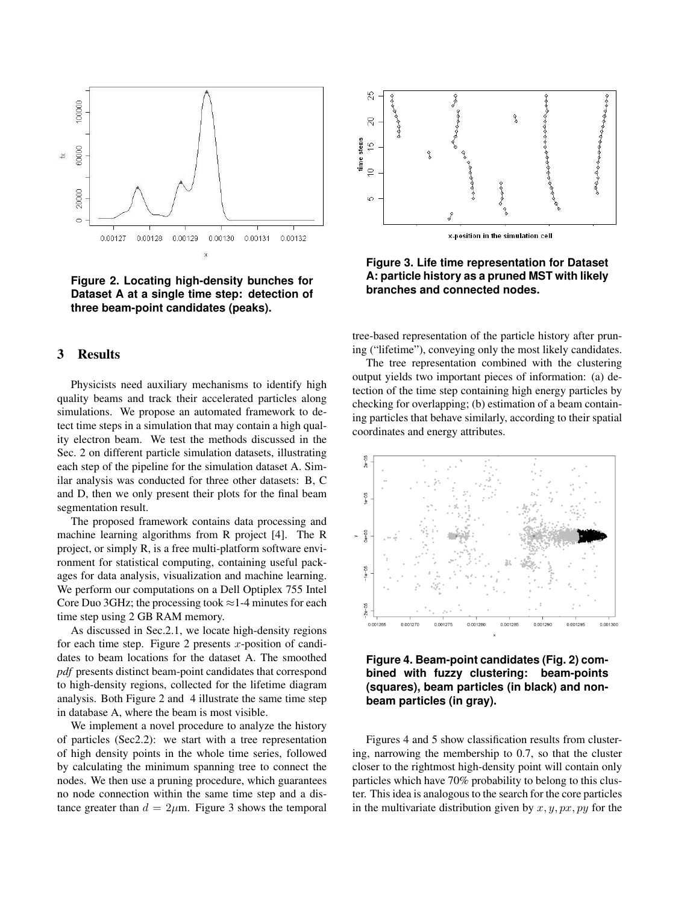Figure 2. Locating high-density bunches for Dataset A at a single time step: detection of three beam-point candidates (peaks).

Figure 3. Life time representation for Dataset A: particle history as a pruned MST with likely branches and connected nodes.

## 3 Results

Physicists need auxiliary mechanisms to identify high quality beams and track their accelerated particles along simulations. We propose an automated framework to detect time steps in a simulation that may contain a high quality electron beam. We test the methods discussed in the Sec. 2 on different particle simulation datasets, illustrating each step of the pipeline for the simulation dataset A. Similar analysis was conducted for three other datasets: B, C and D, then we only present their plots for the final beam segmentation result.

The proposed framework contains data processing and machine learning algorithms from R project [4]. The R project, or simply R, is a free multi-platform software environment for statistical computing, containing useful packages for data analysis, visualization and machine learning. We perform our computations on a Dell Optiplex 755 Intel Core Duo 3GHz; the processing took ≈1-4 minutes for each time step using 2 GB RAM memory.

As discussed in Sec.2.1, we locate high-density regions for each time step. Figure 2 presents $x$-position of candidates to beam locations for the dataset A. The smoothed *pdf* presents distinct beam-point candidates that correspond to high-density regions, collected for the lifetime diagram analysis. Both Figure 2 and 4 illustrate the same time step in database A, where the beam is most visible.

We implement a novel procedure to analyze the history of particles (Sec2.2): we start with a tree representation of high density points in the whole time series, followed by calculating the minimum spanning tree to connect the nodes. We then use a pruning procedure, which guarantees no node connection within the same time step and a distance greater than $d = 2\mu$m. Figure 3 shows the temporal tree-based representation of the particle history after pruning ("lifetime"), conveying only the most likely candidates.

The tree representation combined with the clustering output yields two important pieces of information: (a) detection of the time step containing high energy particles by checking for overlapping; (b) estimation of a beam containing particles that behave similarly, according to their spatial coordinates and energy attributes.

Figure 4. Beam-point candidates (Fig. 2) combined with fuzzy clustering: beam-points (squares), beam particles (in black) and non-beam particles (in gray).

Figures 4 and 5 show classification results from clustering, narrowing the membership to 0.7, so that the cluster closer to the rightmost high-density point will contain only particles which have 70% probability to belong to this cluster. This idea is analogous to the search for the core particles in the multivariate distribution given by $x, y, px, py$ for the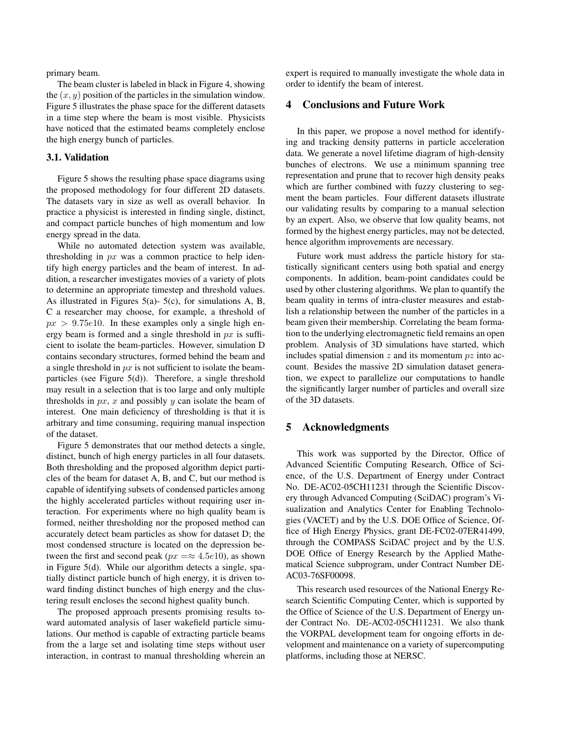primary beam.

The beam cluster is labeled in black in Figure 4, showing the $(x, y)$ position of the particles in the simulation window. Figure 5 illustrates the phase space for the different datasets in a time step where the beam is most visible. Physicists have noticed that the estimated beams completely enclose the high energy bunch of particles.

### 3.1. Validation

Figure 5 shows the resulting phase space diagrams using the proposed methodology for four different 2D datasets. The datasets vary in size as well as overall behavior. In practice a physicist is interested in finding single, distinct, and compact particle bunches of high momentum and low energy spread in the data.

While no automated detection system was available, thresholding in $px$ was a common practice to help identify high energy particles and the beam of interest. In addition, a researcher investigates movies of a variety of plots to determine an appropriate timestep and threshold values. As illustrated in Figures 5(a)- 5(c), for simulations A, B, C a researcher may choose, for example, a threshold of $px > 9.75e10$. In these examples only a single high energy beam is formed and a single threshold in $px$ is sufficient to isolate the beam-particles. However, simulation D contains secondary structures, formed behind the beam and a single threshold in $px$ is not sufficient to isolate the beam-particles (see Figure 5(d)). Therefore, a single threshold may result in a selection that is too large and only multiple thresholds in $px$, $x$ and possibly $y$ can isolate the beam of interest. One main deficiency of thresholding is that it is arbitrary and time consuming, requiring manual inspection of the dataset.

Figure 5 demonstrates that our method detects a single, distinct, bunch of high energy particles in all four datasets. Both thresholding and the proposed algorithm depict particles of the beam for dataset A, B, and C, but our method is capable of identifying subsets of condensed particles among the highly accelerated particles without requiring user interaction. For experiments where no high quality beam is formed, neither thresholding nor the proposed method can accurately detect beam particles as show for dataset D; the most condensed structure is located on the depression between the first and second peak ($px = \approx 4.5e10$), as shown in Figure 5(d). While our algorithm detects a single, spatially distinct particle bunch of high energy, it is driven toward finding distinct bunches of high energy and the clustering result encloses the second highest quality bunch.

The proposed approach presents promising results toward automated analysis of laser wakefield particle simulations. Our method is capable of extracting particle beams from the a large set and isolating time steps without user interaction, in contrast to manual thresholding wherein an expert is required to manually investigate the whole data in order to identify the beam of interest.

## 4 Conclusions and Future Work

In this paper, we propose a novel method for identifying and tracking density patterns in particle acceleration data. We generate a novel lifetime diagram of high-density bunches of electrons. We use a minimum spanning tree representation and prune that to recover high density peaks which are further combined with fuzzy clustering to segment the beam particles. Four different datasets illustrate our validating results by comparing to a manual selection by an expert. Also, we observe that low quality beams, not formed by the highest energy particles, may not be detected, hence algorithm improvements are necessary.

Future work must address the particle history for statistically significant centers using both spatial and energy components. In addition, beam-point candidates could be used by other clustering algorithms. We plan to quantify the beam quality in terms of intra-cluster measures and establish a relationship between the number of the particles in a beam given their membership. Correlating the beam formation to the underlying electromagnetic field remains an open problem. Analysis of 3D simulations have started, which includes spatial dimension $z$ and its momentum $pz$ into account. Besides the massive 2D simulation dataset generation, we expect to parallelize our computations to handle the significantly larger number of particles and overall size of the 3D datasets.

## 5 Acknowledgments

This work was supported by the Director, Office of Advanced Scientific Computing Research, Office of Science, of the U.S. Department of Energy under Contract No. DE-AC02-05CH11231 through the Scientific Discovery through Advanced Computing (SciDAC) program's Visualization and Analytics Center for Enabling Technologies (VACET) and by the U.S. DOE Office of Science, Office of High Energy Physics, grant DE-FC02-07ER41499, through the COMPASS SciDAC project and by the U.S. DOE Office of Energy Research by the Applied Mathematical Science subprogram, under Contract Number DE-AC03-76SF00098.

This research used resources of the National Energy Research Scientific Computing Center, which is supported by the Office of Science of the U.S. Department of Energy under Contract No. DE-AC02-05CH11231. We also thank the VORPAL development team for ongoing efforts in development and maintenance on a variety of supercomputing platforms, including those at NERSC.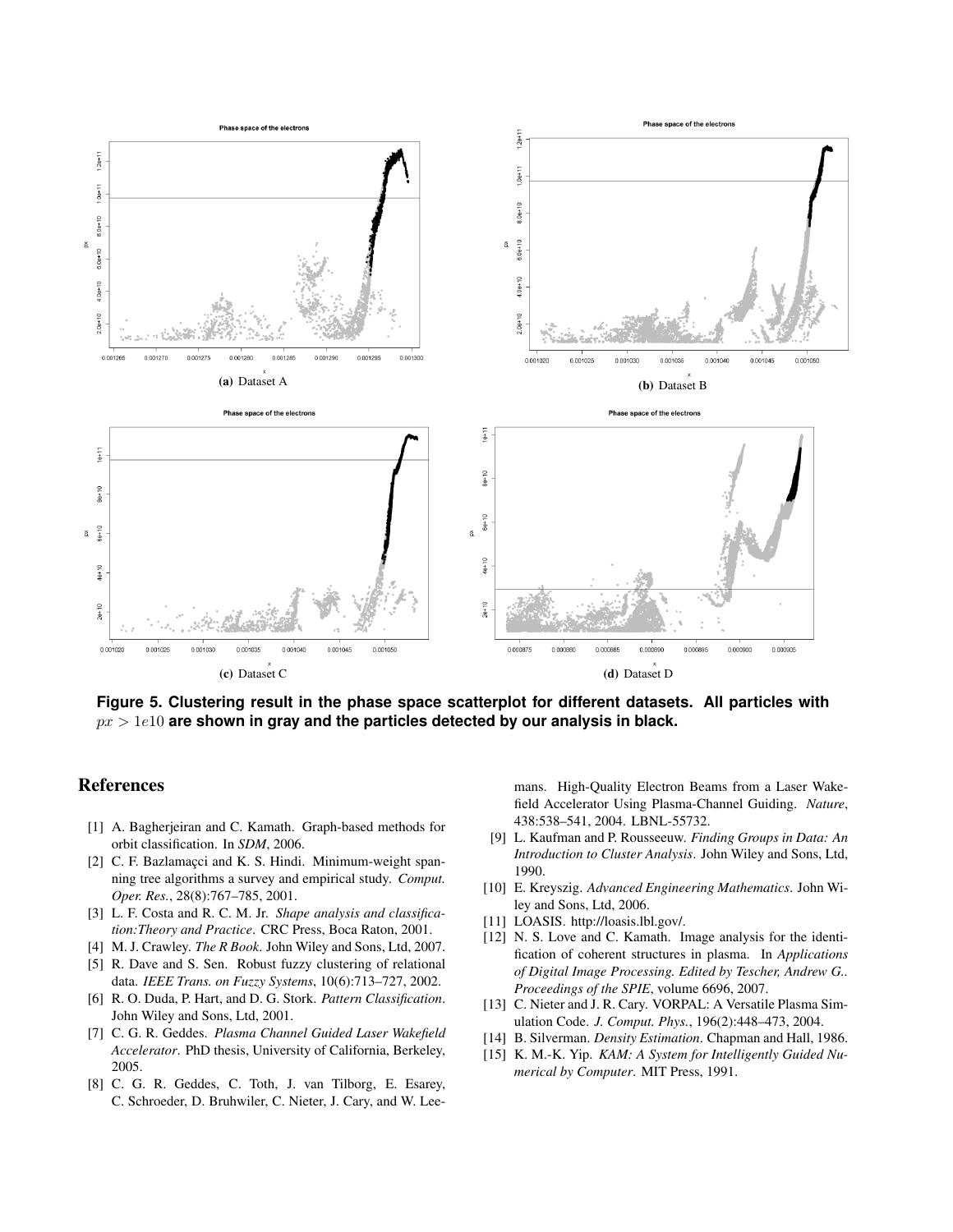Phase space of the electrons

1.2e+11
1.0e+11
8.0e+10
6.0e+10
4.0e+10
2.0e+10

px

0.001265 0.001270 0.001275 0.001280 0.001285 0.001290 0.001295 0.001300

x

**(a)** Dataset A

Phase space of the electrons

1.2e+11
1.0e+11
8.0e+10
6.0e+10
4.0e+10
2.0e+10

px

0.001020 0.001025 0.001030 0.001035 0.001040 0.001045 0.001050

x

**(b)** Dataset B

Phase space of the electrons

1e+11
8e+10
6e+10
4e+10
2e+10

px

0.001020 0.001025 0.001030 0.001035 0.001040 0.001045 0.001050

x

**(c)** Dataset C

Phase space of the electrons

1e+11
8e+10
6e+10
4e+10
2e+10

px

0.000875 0.000880 0.000885 0.000890 0.000895 0.000900 0.000905

x

**(d)** Dataset D

**Figure 5. Clustering result in the phase space scatterplot for different datasets. All particles with $px > 1e10$ are shown in gray and the particles detected by our analysis in black.**

# References

[1] A. Bagherjeiran and C. Kamath. Graph-based methods for orbit classification. In *SDM*, 2006.

[2] C. F. Bazlamaçci and K. S. Hindi. Minimum-weight spanning tree algorithms a survey and empirical study. *Comput. Oper. Res.*, 28(8):767–785, 2001.

[3] L. F. Costa and R. C. M. Jr. *Shape analysis and classification:Theory and Practice*. CRC Press, Boca Raton, 2001.

[4] M. J. Crawley. *The R Book*. John Wiley and Sons, Ltd, 2007.

[5] R. Dave and S. Sen. Robust fuzzy clustering of relational data. *IEEE Trans. on Fuzzy Systems*, 10(6):713–727, 2002.

[6] R. O. Duda, P. Hart, and D. G. Stork. *Pattern Classification*. John Wiley and Sons, Ltd, 2001.

[7] C. G. R. Geddes. *Plasma Channel Guided Laser Wakefield Accelerator*. PhD thesis, University of California, Berkeley, 2005.

[8] C. G. R. Geddes, C. Toth, J. van Tilborg, E. Esarey, C. Schroeder, D. Bruhwiler, C. Nieter, J. Cary, and W. Leemans. High-Quality Electron Beams from a Laser Wakefield Accelerator Using Plasma-Channel Guiding. *Nature*, 438:538–541, 2004. LBNL-55732.

[9] L. Kaufman and P. Rousseeuw. *Finding Groups in Data: An Introduction to Cluster Analysis*. John Wiley and Sons, Ltd, 1990.

[10] E. Kreyszig. *Advanced Engineering Mathematics*. John Wiley and Sons, Ltd, 2006.

[11] LOASIS. http://loasis.lbl.gov/.

[12] N. S. Love and C. Kamath. Image analysis for the identification of coherent structures in plasma. In *Applications of Digital Image Processing. Edited by Tescher, Andrew G.. Proceedings of the SPIE*, volume 6696, 2007.

[13] C. Nieter and J. R. Cary. VORPAL: A Versatile Plasma Simulation Code. *J. Comput. Phys.*, 196(2):448–473, 2004.

[14] B. Silverman. *Density Estimation*. Chapman and Hall, 1986.

[15] K. M.-K. Yip. *KAM: A System for Intelligently Guided Numerical by Computer*. MIT Press, 1991.